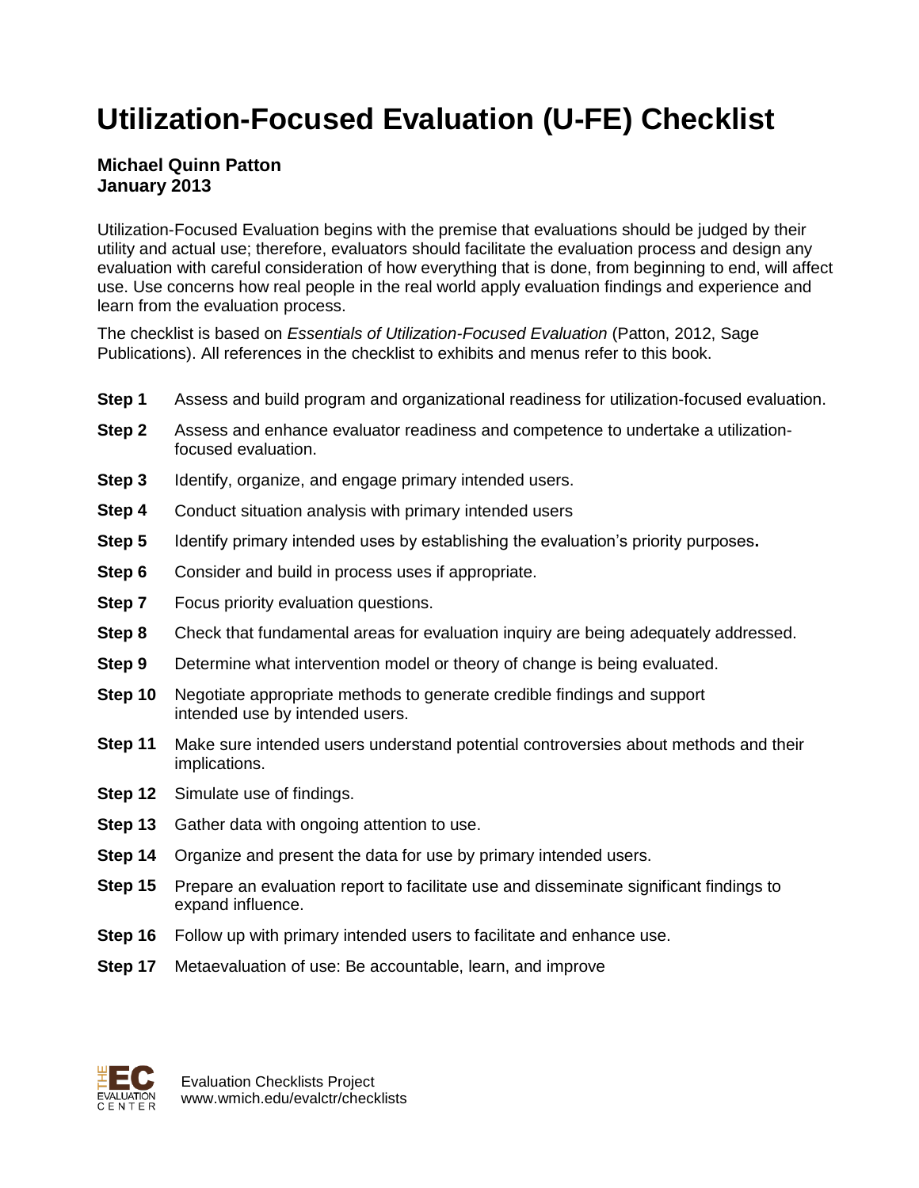# Utilization-Focused Evaluation (U-FE) Checklist

**Michael Quinn Patton**
**January 2013**

Utilization-Focused Evaluation begins with the premise that evaluations should be judged by their utility and actual use; therefore, evaluators should facilitate the evaluation process and design any evaluation with careful consideration of how everything that is done, from beginning to end, will affect use. Use concerns how real people in the real world apply evaluation findings and experience and learn from the evaluation process.

The checklist is based on *Essentials of Utilization-Focused Evaluation* (Patton, 2012, Sage Publications). All references in the checklist to exhibits and menus refer to this book.

- **Step 1** Assess and build program and organizational readiness for utilization-focused evaluation.
- **Step 2** Assess and enhance evaluator readiness and competence to undertake a utilization-focused evaluation.
- **Step 3** Identify, organize, and engage primary intended users.
- **Step 4** Conduct situation analysis with primary intended users
- **Step 5** Identify primary intended uses by establishing the evaluation's priority purposes**.**
- **Step 6** Consider and build in process uses if appropriate.
- **Step 7** Focus priority evaluation questions.
- **Step 8** Check that fundamental areas for evaluation inquiry are being adequately addressed.
- **Step 9** Determine what intervention model or theory of change is being evaluated.
- **Step 10** Negotiate appropriate methods to generate credible findings and support intended use by intended users.
- **Step 11** Make sure intended users understand potential controversies about methods and their implications.
- **Step 12** Simulate use of findings.
- **Step 13** Gather data with ongoing attention to use.
- **Step 14** Organize and present the data for use by primary intended users.
- **Step 15** Prepare an evaluation report to facilitate use and disseminate significant findings to expand influence.
- **Step 16** Follow up with primary intended users to facilitate and enhance use.
- **Step 17** Metaevaluation of use: Be accountable, learn, and improve

Evaluation Checklists Project
www.wmich.edu/evalctr/checklists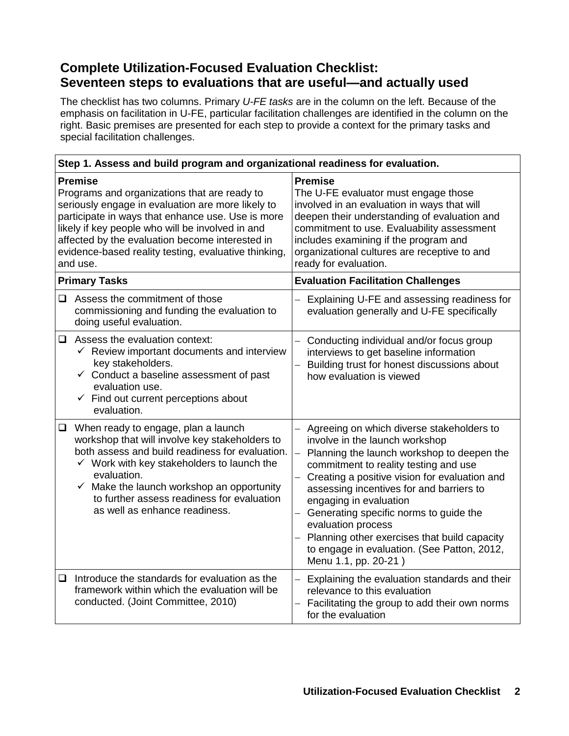## Complete Utilization-Focused Evaluation Checklist: Seventeen steps to evaluations that are useful—and actually used

The checklist has two columns. Primary *U-FE tasks* are in the column on the left. Because of the emphasis on facilitation in U-FE, particular facilitation challenges are identified in the column on the right. Basic premises are presented for each step to provide a context for the primary tasks and special facilitation challenges.

| **Step 1. Assess and build program and organizational readiness for evaluation.** | |
|---|---|
| **Premise**<br>Programs and organizations that are ready to seriously engage in evaluation are more likely to participate in ways that enhance use. Use is more likely if key people who will be involved in and affected by the evaluation become interested in evidence-based reality testing, evaluative thinking, and use. | **Premise**<br>The U-FE evaluator must engage those involved in an evaluation in ways that will deepen their understanding of evaluation and commitment to use. Evaluability assessment includes examining if the program and organizational cultures are receptive to and ready for evaluation. |
| **Primary Tasks** | **Evaluation Facilitation Challenges** |
| ❑ Assess the commitment of those commissioning and funding the evaluation to doing useful evaluation. | – Explaining U-FE and assessing readiness for evaluation generally and U-FE specifically |
| ❑ Assess the evaluation context:<br>✓ Review important documents and interview key stakeholders.<br>✓ Conduct a baseline assessment of past evaluation use.<br>✓ Find out current perceptions about evaluation. | – Conducting individual and/or focus group interviews to get baseline information<br>– Building trust for honest discussions about how evaluation is viewed |
| ❑ When ready to engage, plan a launch workshop that will involve key stakeholders to both assess and build readiness for evaluation.<br>✓ Work with key stakeholders to launch the evaluation.<br>✓ Make the launch workshop an opportunity to further assess readiness for evaluation as well as enhance readiness. | – Agreeing on which diverse stakeholders to involve in the launch workshop<br>– Planning the launch workshop to deepen the commitment to reality testing and use<br>– Creating a positive vision for evaluation and assessing incentives for and barriers to engaging in evaluation<br>– Generating specific norms to guide the evaluation process<br>– Planning other exercises that build capacity to engage in evaluation. (See Patton, 2012, Menu 1.1, pp. 20-21 ) |
| ❑ Introduce the standards for evaluation as the framework within which the evaluation will be conducted. (Joint Committee, 2010) | – Explaining the evaluation standards and their relevance to this evaluation<br>– Facilitating the group to add their own norms for the evaluation |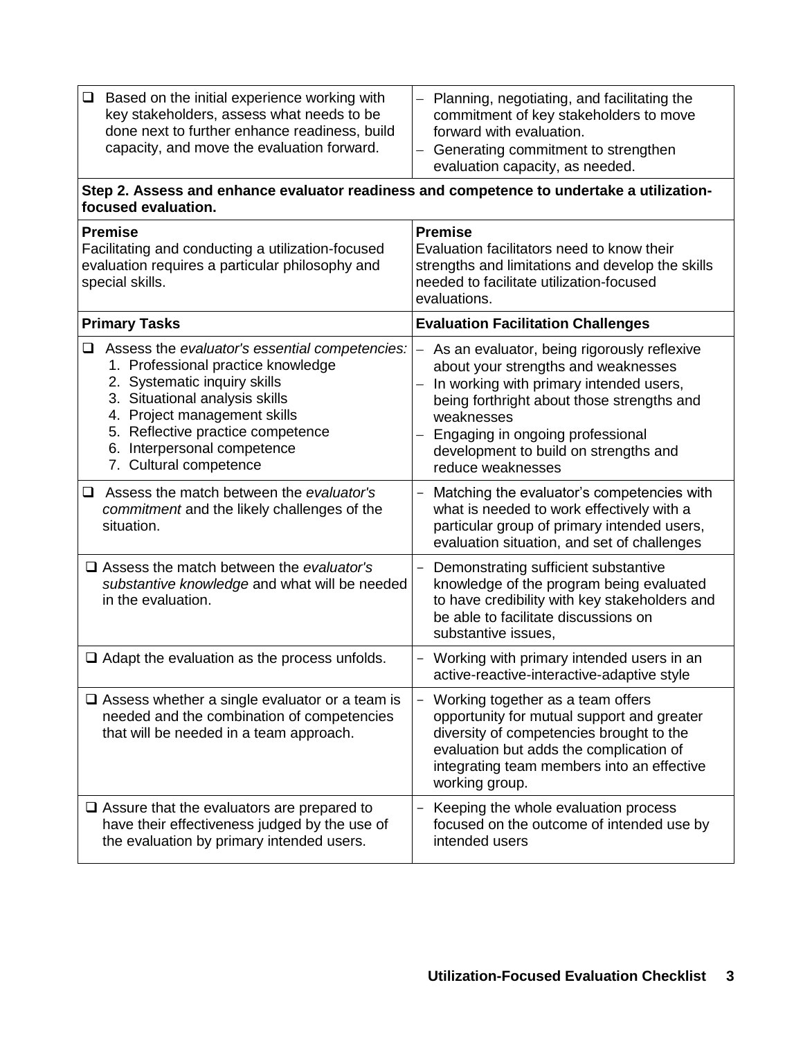| | |
|---|---|
| ❑ Based on the initial experience working with key stakeholders, assess what needs to be done next to further enhance readiness, build capacity, and move the evaluation forward. | – Planning, negotiating, and facilitating the commitment of key stakeholders to move forward with evaluation.<br>– Generating commitment to strengthen evaluation capacity, as needed. |

**Step 2. Assess and enhance evaluator readiness and competence to undertake a utilization-focused evaluation.**

| **Premise**<br>Facilitating and conducting a utilization-focused evaluation requires a particular philosophy and special skills. | **Premise**<br>Evaluation facilitators need to know their strengths and limitations and develop the skills needed to facilitate utilization-focused evaluations. |
|---|---|
| **Primary Tasks** | **Evaluation Facilitation Challenges** |
| ❑ Assess the *evaluator's essential competencies:*<br>1. Professional practice knowledge<br>2. Systematic inquiry skills<br>3. Situational analysis skills<br>4. Project management skills<br>5. Reflective practice competence<br>6. Interpersonal competence<br>7. Cultural competence | – As an evaluator, being rigorously reflexive about your strengths and weaknesses<br>– In working with primary intended users, being forthright about those strengths and weaknesses<br>– Engaging in ongoing professional development to build on strengths and reduce weaknesses |
| ❑ Assess the match between the *evaluator's commitment* and the likely challenges of the situation. | – Matching the evaluator's competencies with what is needed to work effectively with a particular group of primary intended users, evaluation situation, and set of challenges |
| ❑ Assess the match between the *evaluator's substantive knowledge* and what will be needed in the evaluation. | – Demonstrating sufficient substantive knowledge of the program being evaluated to have credibility with key stakeholders and be able to facilitate discussions on substantive issues, |
| ❑ Adapt the evaluation as the process unfolds. | – Working with primary intended users in an active-reactive-interactive-adaptive style |
| ❑ Assess whether a single evaluator or a team is needed and the combination of competencies that will be needed in a team approach. | – Working together as a team offers opportunity for mutual support and greater diversity of competencies brought to the evaluation but adds the complication of integrating team members into an effective working group. |
| ❑ Assure that the evaluators are prepared to have their effectiveness judged by the use of the evaluation by primary intended users. | – Keeping the whole evaluation process focused on the outcome of intended use by intended users |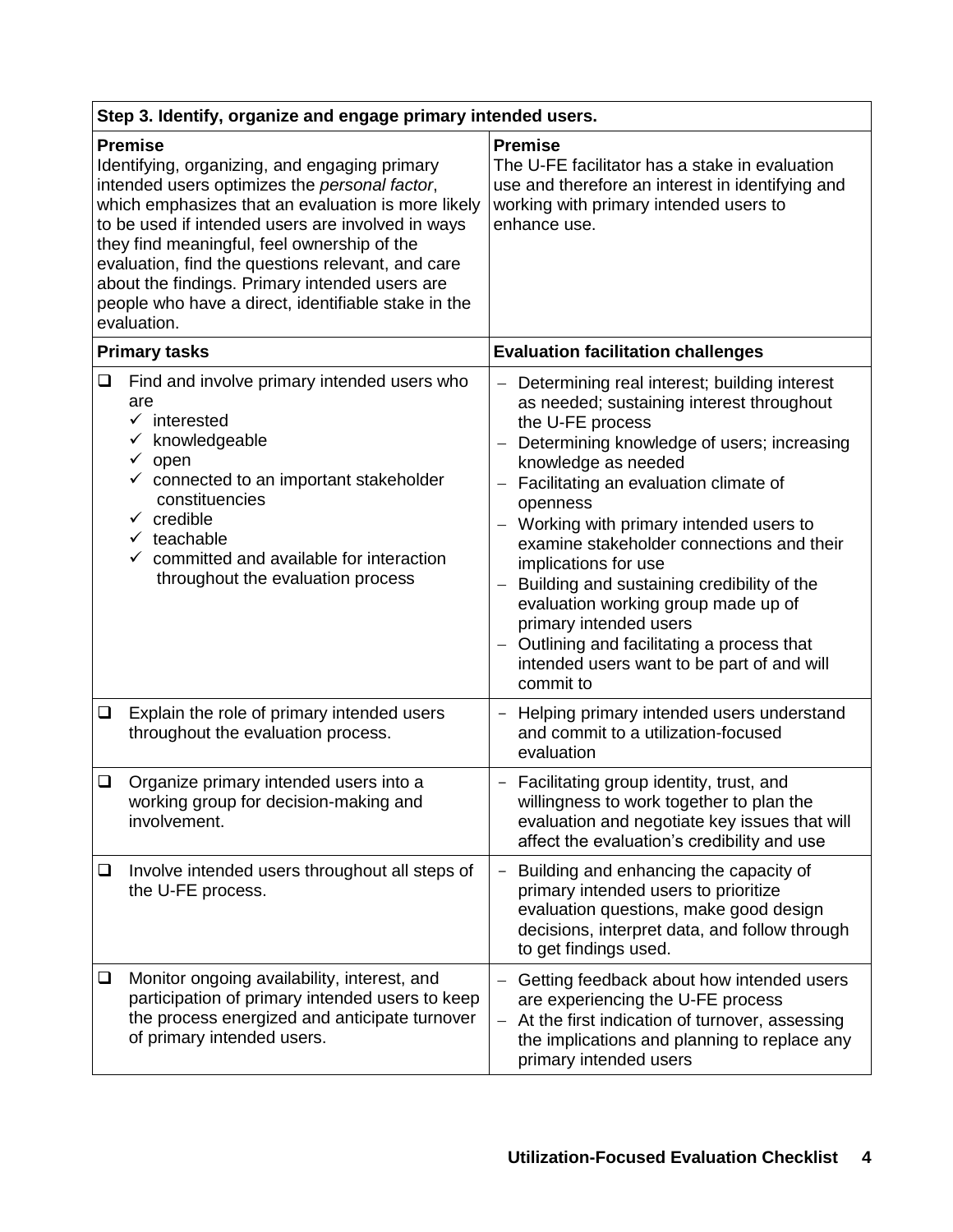| Step 3. Identify, organize and engage primary intended users. | |
|---|---|
| **Premise**<br>Identifying, organizing, and engaging primary intended users optimizes the *personal factor*, which emphasizes that an evaluation is more likely to be used if intended users are involved in ways they find meaningful, feel ownership of the evaluation, find the questions relevant, and care about the findings. Primary intended users are people who have a direct, identifiable stake in the evaluation. | **Premise**<br>The U-FE facilitator has a stake in evaluation use and therefore an interest in identifying and working with primary intended users to enhance use. |
| **Primary tasks** | **Evaluation facilitation challenges** |
| ❑ Find and involve primary intended users who are<br>✓ interested<br>✓ knowledgeable<br>✓ open<br>✓ connected to an important stakeholder constituencies<br>✓ credible<br>✓ teachable<br>✓ committed and available for interaction throughout the evaluation process | – Determining real interest; building interest as needed; sustaining interest throughout the U-FE process<br>– Determining knowledge of users; increasing knowledge as needed<br>– Facilitating an evaluation climate of openness<br>– Working with primary intended users to examine stakeholder connections and their implications for use<br>– Building and sustaining credibility of the evaluation working group made up of primary intended users<br>– Outlining and facilitating a process that intended users want to be part of and will commit to |
| ❑ Explain the role of primary intended users throughout the evaluation process. | – Helping primary intended users understand and commit to a utilization-focused evaluation |
| ❑ Organize primary intended users into a working group for decision-making and involvement. | – Facilitating group identity, trust, and willingness to work together to plan the evaluation and negotiate key issues that will affect the evaluation's credibility and use |
| ❑ Involve intended users throughout all steps of the U-FE process. | – Building and enhancing the capacity of primary intended users to prioritize evaluation questions, make good design decisions, interpret data, and follow through to get findings used. |
| ❑ Monitor ongoing availability, interest, and participation of primary intended users to keep the process energized and anticipate turnover of primary intended users. | – Getting feedback about how intended users are experiencing the U-FE process<br>– At the first indication of turnover, assessing the implications and planning to replace any primary intended users |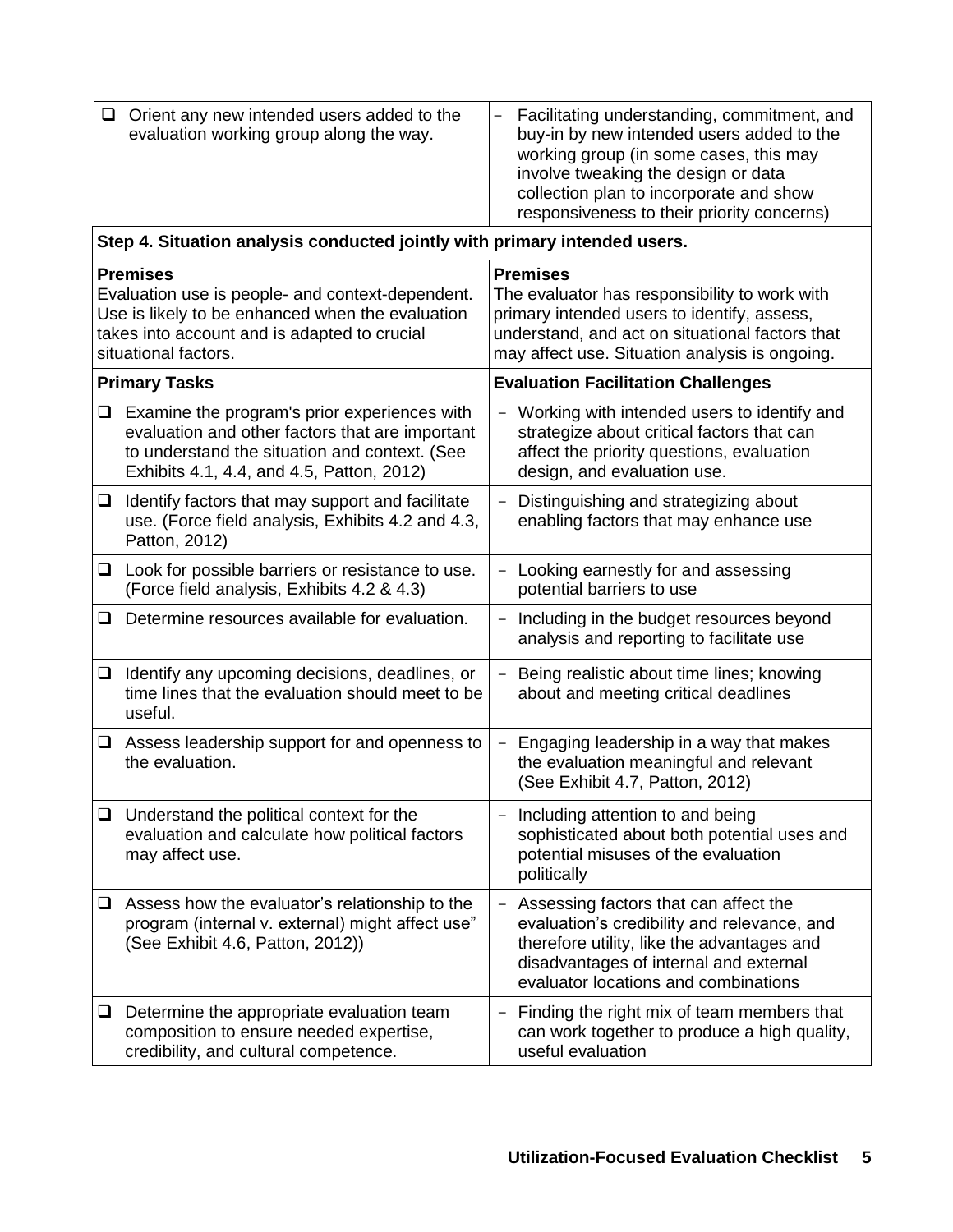| | |
|---|---|
| ❑ Orient any new intended users added to the evaluation working group along the way. | – Facilitating understanding, commitment, and buy-in by new intended users added to the working group (in some cases, this may involve tweaking the design or data collection plan to incorporate and show responsiveness to their priority concerns) |
| **Step 4. Situation analysis conducted jointly with primary intended users.** | |
| **Premises**<br>Evaluation use is people- and context-dependent. Use is likely to be enhanced when the evaluation takes into account and is adapted to crucial situational factors. | **Premises**<br>The evaluator has responsibility to work with primary intended users to identify, assess, understand, and act on situational factors that may affect use. Situation analysis is ongoing. |
| **Primary Tasks** | **Evaluation Facilitation Challenges** |
| ❑ Examine the program's prior experiences with evaluation and other factors that are important to understand the situation and context. (See Exhibits 4.1, 4.4, and 4.5, Patton, 2012) | – Working with intended users to identify and strategize about critical factors that can affect the priority questions, evaluation design, and evaluation use. |
| ❑ Identify factors that may support and facilitate use. (Force field analysis, Exhibits 4.2 and 4.3, Patton, 2012) | – Distinguishing and strategizing about enabling factors that may enhance use |
| ❑ Look for possible barriers or resistance to use. (Force field analysis, Exhibits 4.2 & 4.3) | – Looking earnestly for and assessing potential barriers to use |
| ❑ Determine resources available for evaluation. | – Including in the budget resources beyond analysis and reporting to facilitate use |
| ❑ Identify any upcoming decisions, deadlines, or time lines that the evaluation should meet to be useful. | – Being realistic about time lines; knowing about and meeting critical deadlines |
| ❑ Assess leadership support for and openness to the evaluation. | – Engaging leadership in a way that makes the evaluation meaningful and relevant (See Exhibit 4.7, Patton, 2012) |
| ❑ Understand the political context for the evaluation and calculate how political factors may affect use. | – Including attention to and being sophisticated about both potential uses and potential misuses of the evaluation politically |
| ❑ Assess how the evaluator's relationship to the program (internal v. external) might affect use" (See Exhibit 4.6, Patton, 2012)) | – Assessing factors that can affect the evaluation's credibility and relevance, and therefore utility, like the advantages and disadvantages of internal and external evaluator locations and combinations |
| ❑ Determine the appropriate evaluation team composition to ensure needed expertise, credibility, and cultural competence. | – Finding the right mix of team members that can work together to produce a high quality, useful evaluation |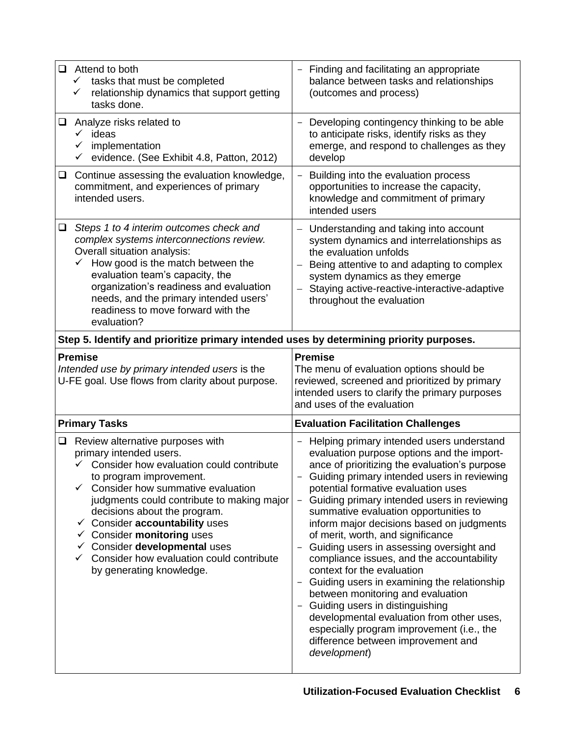| | |
|---|---|
| ❑ Attend to both<br>✓ tasks that must be completed<br>✓ relationship dynamics that support getting tasks done. | – Finding and facilitating an appropriate balance between tasks and relationships (outcomes and process) |
| ❑ Analyze risks related to<br>✓ ideas<br>✓ implementation<br>✓ evidence. (See Exhibit 4.8, Patton, 2012) | – Developing contingency thinking to be able to anticipate risks, identify risks as they emerge, and respond to challenges as they develop |
| ❑ Continue assessing the evaluation knowledge, commitment, and experiences of primary intended users. | – Building into the evaluation process opportunities to increase the capacity, knowledge and commitment of primary intended users |
| ❑ *Steps 1 to 4 interim outcomes check and complex systems interconnections review.* Overall situation analysis:<br>✓ How good is the match between the evaluation team's capacity, the organization's readiness and evaluation needs, and the primary intended users' readiness to move forward with the evaluation? | – Understanding and taking into account system dynamics and interrelationships as the evaluation unfolds<br>– Being attentive to and adapting to complex system dynamics as they emerge<br>– Staying active-reactive-interactive-adaptive throughout the evaluation |

**Step 5. Identify and prioritize primary intended uses by determining priority purposes.**

| **Premise** | **Premise** |
|---|---|
| *Intended use by primary intended users* is the U-FE goal. Use flows from clarity about purpose. | The menu of evaluation options should be reviewed, screened and prioritized by primary intended users to clarify the primary purposes and uses of the evaluation |
| **Primary Tasks** | **Evaluation Facilitation Challenges** |
| ❑ Review alternative purposes with primary intended users.<br>✓ Consider how evaluation could contribute to program improvement.<br>✓ Consider how summative evaluation judgments could contribute to making major decisions about the program.<br>✓ Consider **accountability** uses<br>✓ Consider **monitoring** uses<br>✓ Consider **developmental** uses<br>✓ Consider how evaluation could contribute by generating knowledge. | – Helping primary intended users understand evaluation purpose options and the importance of prioritizing the evaluation's purpose<br>– Guiding primary intended users in reviewing potential formative evaluation uses<br>– Guiding primary intended users in reviewing summative evaluation opportunities to inform major decisions based on judgments of merit, worth, and significance<br>– Guiding users in assessing oversight and compliance issues, and the accountability context for the evaluation<br>– Guiding users in examining the relationship between monitoring and evaluation<br>– Guiding users in distinguishing developmental evaluation from other uses, especially program improvement (i.e., the difference between improvement and *development*) |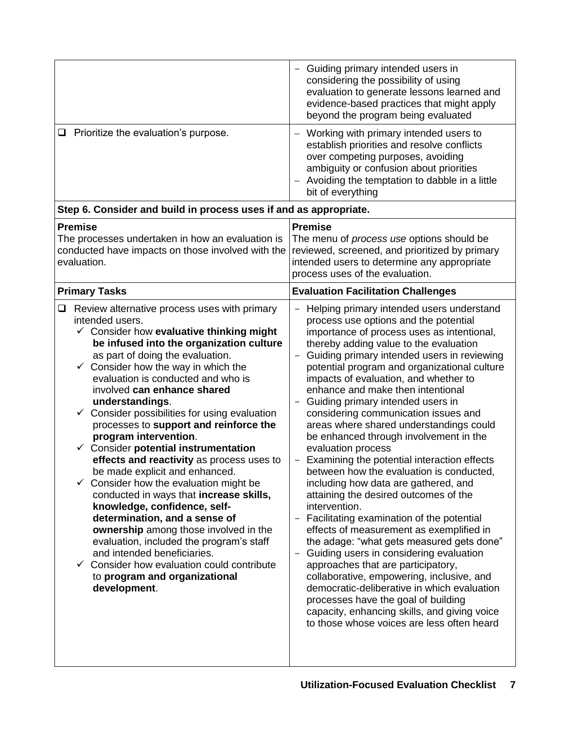| | |
|---|---|
| | – Guiding primary intended users in considering the possibility of using evaluation to generate lessons learned and evidence-based practices that might apply beyond the program being evaluated |
| ❑ Prioritize the evaluation's purpose. | – Working with primary intended users to establish priorities and resolve conflicts over competing purposes, avoiding ambiguity or confusion about priorities<br>– Avoiding the temptation to dabble in a little bit of everything |
| **Step 6. Consider and build in process uses if and as appropriate.** | |
| **Premise**<br>The processes undertaken in how an evaluation is conducted have impacts on those involved with the evaluation. | **Premise**<br>The menu of *process use* options should be reviewed, screened, and prioritized by primary intended users to determine any appropriate process uses of the evaluation. |
| **Primary Tasks** | **Evaluation Facilitation Challenges** |
| ❑ Review alternative process uses with primary intended users.<br>✓ Consider how **evaluative thinking might be infused into the organization culture** as part of doing the evaluation.<br>✓ Consider how the way in which the evaluation is conducted and who is involved **can enhance shared understandings**.<br>✓ Consider possibilities for using evaluation processes to **support and reinforce the program intervention**.<br>✓ Consider **potential instrumentation effects and reactivity** as process uses to be made explicit and enhanced.<br>✓ Consider how the evaluation might be conducted in ways that **increase skills, knowledge, confidence, self-determination, and a sense of ownership** among those involved in the evaluation, included the program's staff and intended beneficiaries.<br>✓ Consider how evaluation could contribute to **program and organizational development**. | – Helping primary intended users understand process use options and the potential importance of process uses as intentional, thereby adding value to the evaluation<br>– Guiding primary intended users in reviewing potential program and organizational culture impacts of evaluation, and whether to enhance and make then intentional<br>– Guiding primary intended users in considering communication issues and areas where shared understandings could be enhanced through involvement in the evaluation process<br>– Examining the potential interaction effects between how the evaluation is conducted, including how data are gathered, and attaining the desired outcomes of the intervention.<br>– Facilitating examination of the potential effects of measurement as exemplified in the adage: "what gets measured gets done"<br>– Guiding users in considering evaluation approaches that are participatory, collaborative, empowering, inclusive, and democratic-deliberative in which evaluation processes have the goal of building capacity, enhancing skills, and giving voice to those whose voices are less often heard |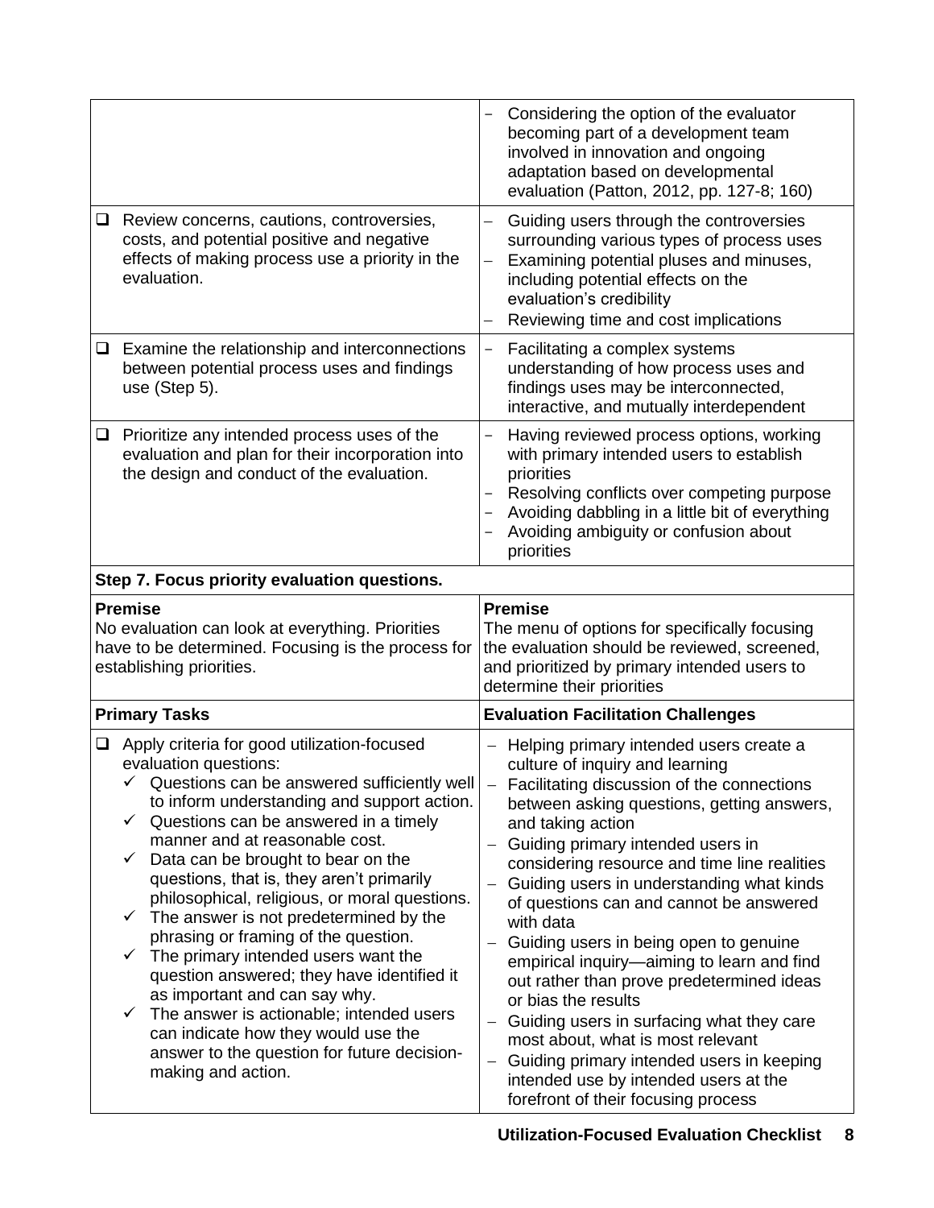| | |
|---|---|
| | – Considering the option of the evaluator becoming part of a development team involved in innovation and ongoing adaptation based on developmental evaluation (Patton, 2012, pp. 127-8; 160) |
| ❑ Review concerns, cautions, controversies, costs, and potential positive and negative effects of making process use a priority in the evaluation. | – Guiding users through the controversies surrounding various types of process uses<br>– Examining potential pluses and minuses, including potential effects on the evaluation's credibility<br>– Reviewing time and cost implications |
| ❑ Examine the relationship and interconnections between potential process uses and findings use (Step 5). | – Facilitating a complex systems understanding of how process uses and findings uses may be interconnected, interactive, and mutually interdependent |
| ❑ Prioritize any intended process uses of the evaluation and plan for their incorporation into the design and conduct of the evaluation. | – Having reviewed process options, working with primary intended users to establish priorities<br>– Resolving conflicts over competing purpose<br>– Avoiding dabbling in a little bit of everything<br>– Avoiding ambiguity or confusion about priorities |
| **Step 7. Focus priority evaluation questions.** | |
| **Premise**<br>No evaluation can look at everything. Priorities have to be determined. Focusing is the process for establishing priorities. | **Premise**<br>The menu of options for specifically focusing the evaluation should be reviewed, screened, and prioritized by primary intended users to determine their priorities |
| **Primary Tasks** | **Evaluation Facilitation Challenges** |
| ❑ Apply criteria for good utilization-focused evaluation questions:<br>✓ Questions can be answered sufficiently well to inform understanding and support action.<br>✓ Questions can be answered in a timely manner and at reasonable cost.<br>✓ Data can be brought to bear on the questions, that is, they aren't primarily philosophical, religious, or moral questions.<br>✓ The answer is not predetermined by the phrasing or framing of the question.<br>✓ The primary intended users want the question answered; they have identified it as important and can say why.<br>✓ The answer is actionable; intended users can indicate how they would use the answer to the question for future decision-making and action. | – Helping primary intended users create a culture of inquiry and learning<br>– Facilitating discussion of the connections between asking questions, getting answers, and taking action<br>– Guiding primary intended users in considering resource and time line realities<br>– Guiding users in understanding what kinds of questions can and cannot be answered with data<br>– Guiding users in being open to genuine empirical inquiry—aiming to learn and find out rather than prove predetermined ideas or bias the results<br>– Guiding users in surfacing what they care most about, what is most relevant<br>– Guiding primary intended users in keeping intended use by intended users at the forefront of their focusing process |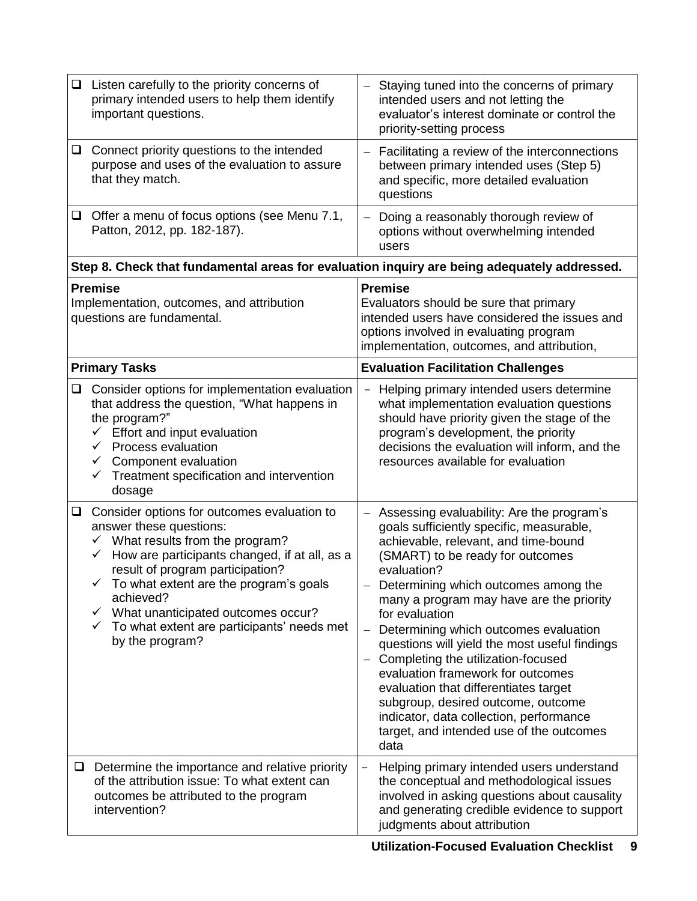| | |
|---|---|
| ❑ Listen carefully to the priority concerns of primary intended users to help them identify important questions. | – Staying tuned into the concerns of primary intended users and not letting the evaluator's interest dominate or control the priority-setting process |
| ❑ Connect priority questions to the intended purpose and uses of the evaluation to assure that they match. | – Facilitating a review of the interconnections between primary intended uses (Step 5) and specific, more detailed evaluation questions |
| ❑ Offer a menu of focus options (see Menu 7.1, Patton, 2012, pp. 182-187). | – Doing a reasonably thorough review of options without overwhelming intended users |
| **Step 8. Check that fundamental areas for evaluation inquiry are being adequately addressed.** | |
| **Premise**<br>Implementation, outcomes, and attribution questions are fundamental. | **Premise**<br>Evaluators should be sure that primary intended users have considered the issues and options involved in evaluating program implementation, outcomes, and attribution, |
| **Primary Tasks** | **Evaluation Facilitation Challenges** |
| ❑ Consider options for implementation evaluation that address the question, "What happens in the program?"<br>✓ Effort and input evaluation<br>✓ Process evaluation<br>✓ Component evaluation<br>✓ Treatment specification and intervention dosage | – Helping primary intended users determine what implementation evaluation questions should have priority given the stage of the program's development, the priority decisions the evaluation will inform, and the resources available for evaluation |
| ❑ Consider options for outcomes evaluation to answer these questions:<br>✓ What results from the program?<br>✓ How are participants changed, if at all, as a result of program participation?<br>✓ To what extent are the program's goals achieved?<br>✓ What unanticipated outcomes occur?<br>✓ To what extent are participants' needs met by the program? | – Assessing evaluability: Are the program's goals sufficiently specific, measurable, achievable, relevant, and time-bound (SMART) to be ready for outcomes evaluation?<br>– Determining which outcomes among the many a program may have are the priority for evaluation<br>– Determining which outcomes evaluation questions will yield the most useful findings<br>– Completing the utilization-focused evaluation framework for outcomes evaluation that differentiates target subgroup, desired outcome, outcome indicator, data collection, performance target, and intended use of the outcomes data |
| ❑ Determine the importance and relative priority of the attribution issue: To what extent can outcomes be attributed to the program intervention? | – Helping primary intended users understand the conceptual and methodological issues involved in asking questions about causality and generating credible evidence to support judgments about attribution |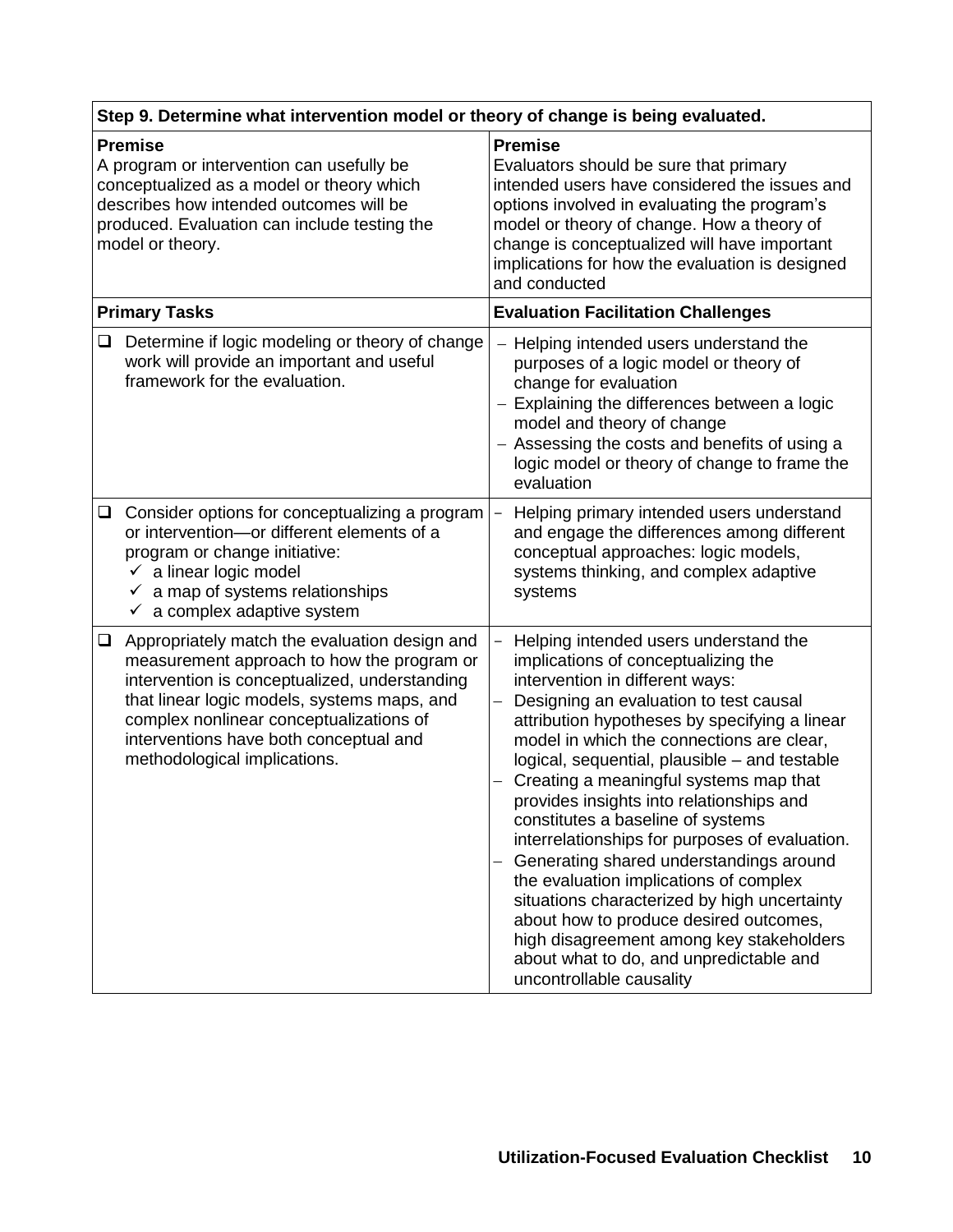| Step 9. Determine what intervention model or theory of change is being evaluated. | |
|---|---|
| **Premise**<br>A program or intervention can usefully be conceptualized as a model or theory which describes how intended outcomes will be produced. Evaluation can include testing the model or theory. | **Premise**<br>Evaluators should be sure that primary intended users have considered the issues and options involved in evaluating the program's model or theory of change. How a theory of change is conceptualized will have important implications for how the evaluation is designed and conducted |
| **Primary Tasks** | **Evaluation Facilitation Challenges** |
| ❑ Determine if logic modeling or theory of change work will provide an important and useful framework for the evaluation. | – Helping intended users understand the purposes of a logic model or theory of change for evaluation<br>– Explaining the differences between a logic model and theory of change<br>– Assessing the costs and benefits of using a logic model or theory of change to frame the evaluation |
| ❑ Consider options for conceptualizing a program or intervention—or different elements of a program or change initiative:<br>✓ a linear logic model<br>✓ a map of systems relationships<br>✓ a complex adaptive system | – Helping primary intended users understand and engage the differences among different conceptual approaches: logic models, systems thinking, and complex adaptive systems |
| ❑ Appropriately match the evaluation design and measurement approach to how the program or intervention is conceptualized, understanding that linear logic models, systems maps, and complex nonlinear conceptualizations of interventions have both conceptual and methodological implications. | – Helping intended users understand the implications of conceptualizing the intervention in different ways:<br>– Designing an evaluation to test causal attribution hypotheses by specifying a linear model in which the connections are clear, logical, sequential, plausible – and testable<br>– Creating a meaningful systems map that provides insights into relationships and constitutes a baseline of systems interrelationships for purposes of evaluation.<br>– Generating shared understandings around the evaluation implications of complex situations characterized by high uncertainty about how to produce desired outcomes, high disagreement among key stakeholders about what to do, and unpredictable and uncontrollable causality |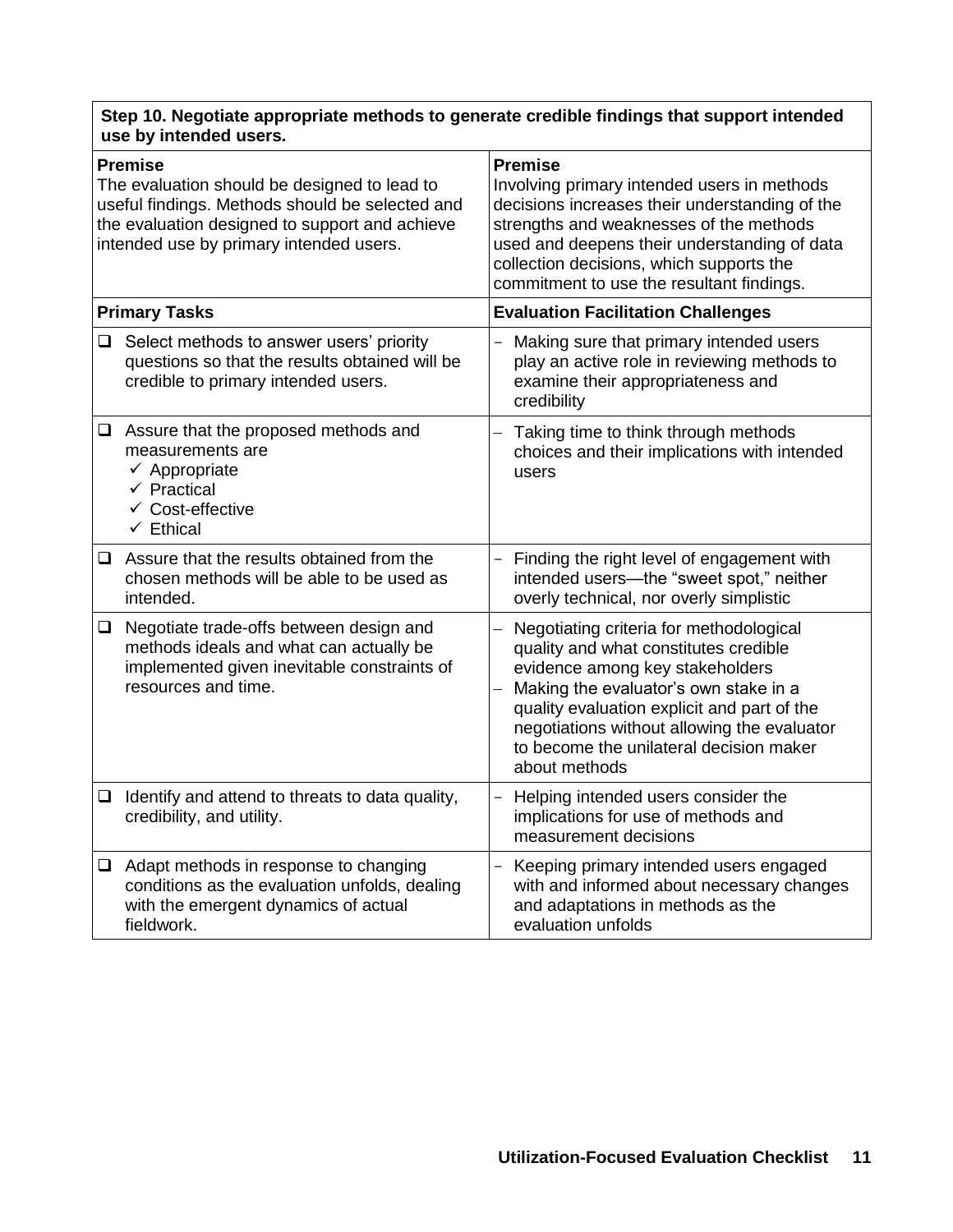| **Step 10. Negotiate appropriate methods to generate credible findings that support intended use by intended users.** | |
|---|---|
| **Premise**<br>The evaluation should be designed to lead to useful findings. Methods should be selected and the evaluation designed to support and achieve intended use by primary intended users. | **Premise**<br>Involving primary intended users in methods decisions increases their understanding of the strengths and weaknesses of the methods used and deepens their understanding of data collection decisions, which supports the commitment to use the resultant findings. |
| **Primary Tasks** | **Evaluation Facilitation Challenges** |
| ❑ Select methods to answer users' priority questions so that the results obtained will be credible to primary intended users. | – Making sure that primary intended users play an active role in reviewing methods to examine their appropriateness and credibility |
| ❑ Assure that the proposed methods and measurements are<br>✓ Appropriate<br>✓ Practical<br>✓ Cost-effective<br>✓ Ethical | – Taking time to think through methods choices and their implications with intended users |
| ❑ Assure that the results obtained from the chosen methods will be able to be used as intended. | – Finding the right level of engagement with intended users—the "sweet spot," neither overly technical, nor overly simplistic |
| ❑ Negotiate trade-offs between design and methods ideals and what can actually be implemented given inevitable constraints of resources and time. | – Negotiating criteria for methodological quality and what constitutes credible evidence among key stakeholders<br>– Making the evaluator's own stake in a quality evaluation explicit and part of the negotiations without allowing the evaluator to become the unilateral decision maker about methods |
| ❑ Identify and attend to threats to data quality, credibility, and utility. | – Helping intended users consider the implications for use of methods and measurement decisions |
| ❑ Adapt methods in response to changing conditions as the evaluation unfolds, dealing with the emergent dynamics of actual fieldwork. | – Keeping primary intended users engaged with and informed about necessary changes and adaptations in methods as the evaluation unfolds |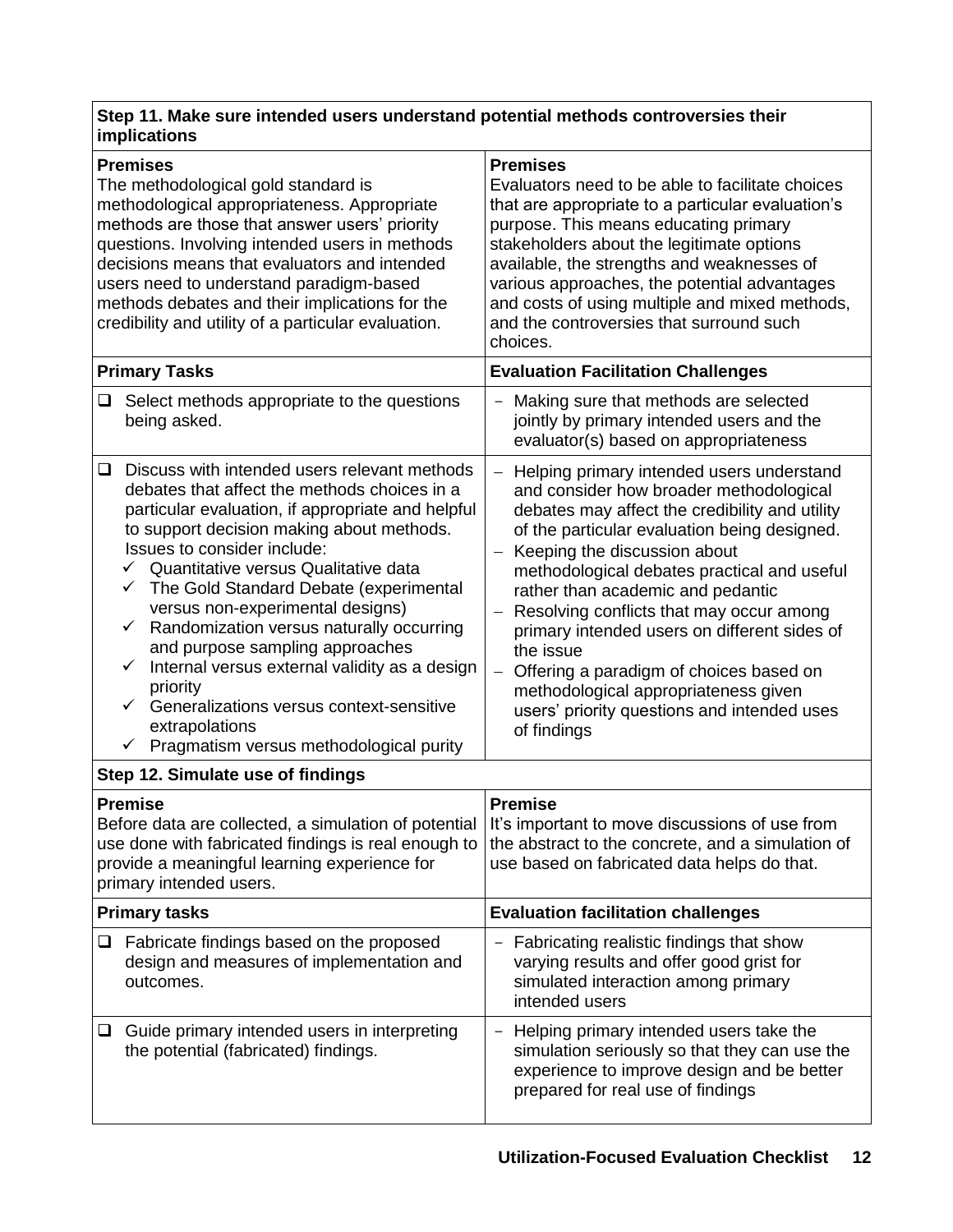| Step 11. Make sure intended users understand potential methods controversies their implications | |
|---|---|
| **Premises**<br>The methodological gold standard is methodological appropriateness. Appropriate methods are those that answer users' priority questions. Involving intended users in methods decisions means that evaluators and intended users need to understand paradigm-based methods debates and their implications for the credibility and utility of a particular evaluation. | **Premises**<br>Evaluators need to be able to facilitate choices that are appropriate to a particular evaluation's purpose. This means educating primary stakeholders about the legitimate options available, the strengths and weaknesses of various approaches, the potential advantages and costs of using multiple and mixed methods, and the controversies that surround such choices. |
| **Primary Tasks** | **Evaluation Facilitation Challenges** |
| ❑ Select methods appropriate to the questions being asked. | – Making sure that methods are selected jointly by primary intended users and the evaluator(s) based on appropriateness |
| ❑ Discuss with intended users relevant methods debates that affect the methods choices in a particular evaluation, if appropriate and helpful to support decision making about methods. Issues to consider include:<br>✓ Quantitative versus Qualitative data<br>✓ The Gold Standard Debate (experimental versus non-experimental designs)<br>✓ Randomization versus naturally occurring and purpose sampling approaches<br>✓ Internal versus external validity as a design priority<br>✓ Generalizations versus context-sensitive extrapolations<br>✓ Pragmatism versus methodological purity | – Helping primary intended users understand and consider how broader methodological debates may affect the credibility and utility of the particular evaluation being designed.<br>– Keeping the discussion about methodological debates practical and useful rather than academic and pedantic<br>– Resolving conflicts that may occur among primary intended users on different sides of the issue<br>– Offering a paradigm of choices based on methodological appropriateness given users' priority questions and intended uses of findings |
| **Step 12. Simulate use of findings** | |
| **Premise**<br>Before data are collected, a simulation of potential use done with fabricated findings is real enough to provide a meaningful learning experience for primary intended users. | **Premise**<br>It's important to move discussions of use from the abstract to the concrete, and a simulation of use based on fabricated data helps do that. |
| **Primary tasks** | **Evaluation facilitation challenges** |
| ❑ Fabricate findings based on the proposed design and measures of implementation and outcomes. | – Fabricating realistic findings that show varying results and offer good grist for simulated interaction among primary intended users |
| ❑ Guide primary intended users in interpreting the potential (fabricated) findings. | – Helping primary intended users take the simulation seriously so that they can use the experience to improve design and be better prepared for real use of findings |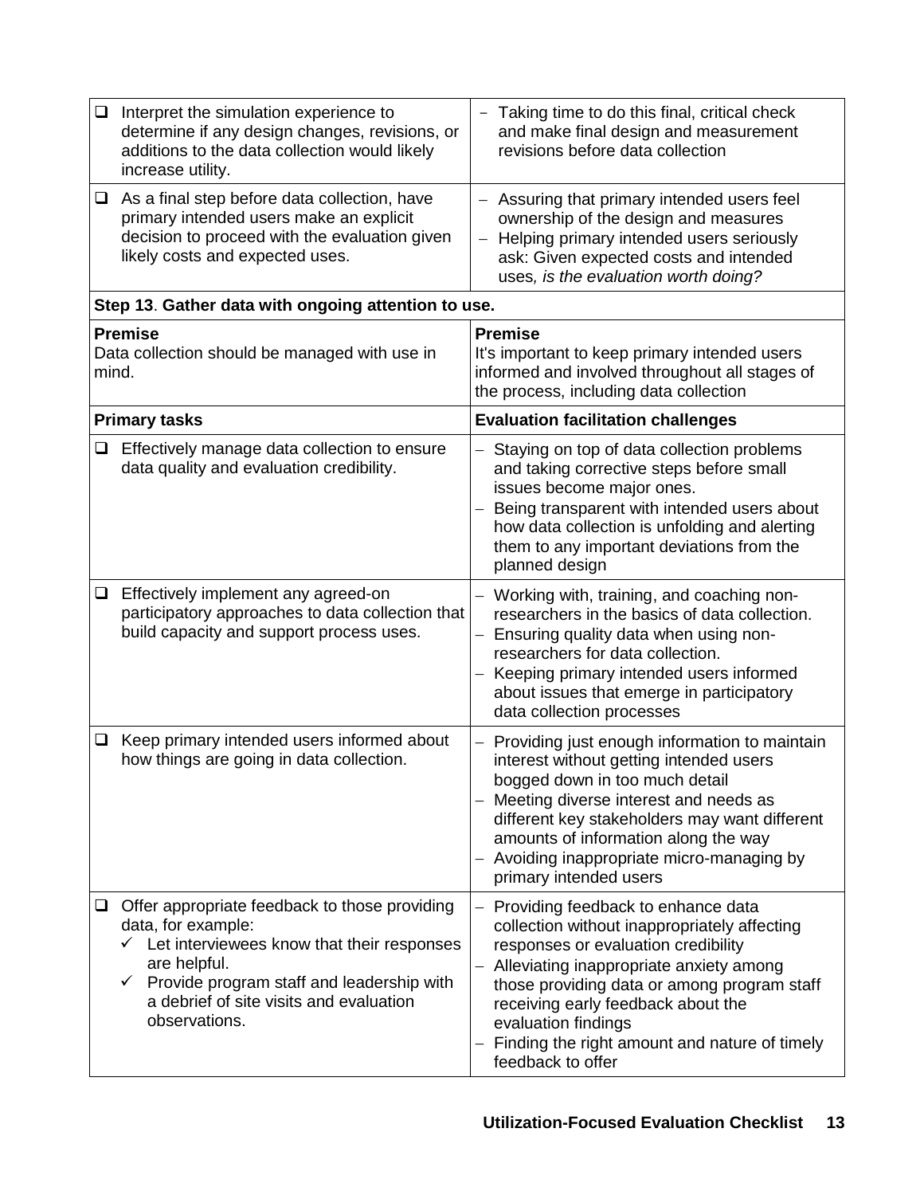| | |
|---|---|
| ❑ Interpret the simulation experience to determine if any design changes, revisions, or additions to the data collection would likely increase utility. | – Taking time to do this final, critical check and make final design and measurement revisions before data collection |
| ❑ As a final step before data collection, have primary intended users make an explicit decision to proceed with the evaluation given likely costs and expected uses. | – Assuring that primary intended users feel ownership of the design and measures<br>– Helping primary intended users seriously ask: Given expected costs and intended uses*, is the evaluation worth doing?* |
| **Step 13**. **Gather data with ongoing attention to use.** | |
| **Premise**<br>Data collection should be managed with use in mind. | **Premise**<br>It's important to keep primary intended users informed and involved throughout all stages of the process, including data collection |
| **Primary tasks** | **Evaluation facilitation challenges** |
| ❑ Effectively manage data collection to ensure data quality and evaluation credibility. | – Staying on top of data collection problems and taking corrective steps before small issues become major ones.<br>– Being transparent with intended users about how data collection is unfolding and alerting them to any important deviations from the planned design |
| ❑ Effectively implement any agreed-on participatory approaches to data collection that build capacity and support process uses. | – Working with, training, and coaching non-researchers in the basics of data collection.<br>– Ensuring quality data when using non-researchers for data collection.<br>– Keeping primary intended users informed about issues that emerge in participatory data collection processes |
| ❑ Keep primary intended users informed about how things are going in data collection. | – Providing just enough information to maintain interest without getting intended users bogged down in too much detail<br>– Meeting diverse interest and needs as different key stakeholders may want different amounts of information along the way<br>– Avoiding inappropriate micro-managing by primary intended users |
| ❑ Offer appropriate feedback to those providing data, for example:<br>✓ Let interviewees know that their responses are helpful.<br>✓ Provide program staff and leadership with a debrief of site visits and evaluation observations. | – Providing feedback to enhance data collection without inappropriately affecting responses or evaluation credibility<br>– Alleviating inappropriate anxiety among those providing data or among program staff receiving early feedback about the evaluation findings<br>– Finding the right amount and nature of timely feedback to offer |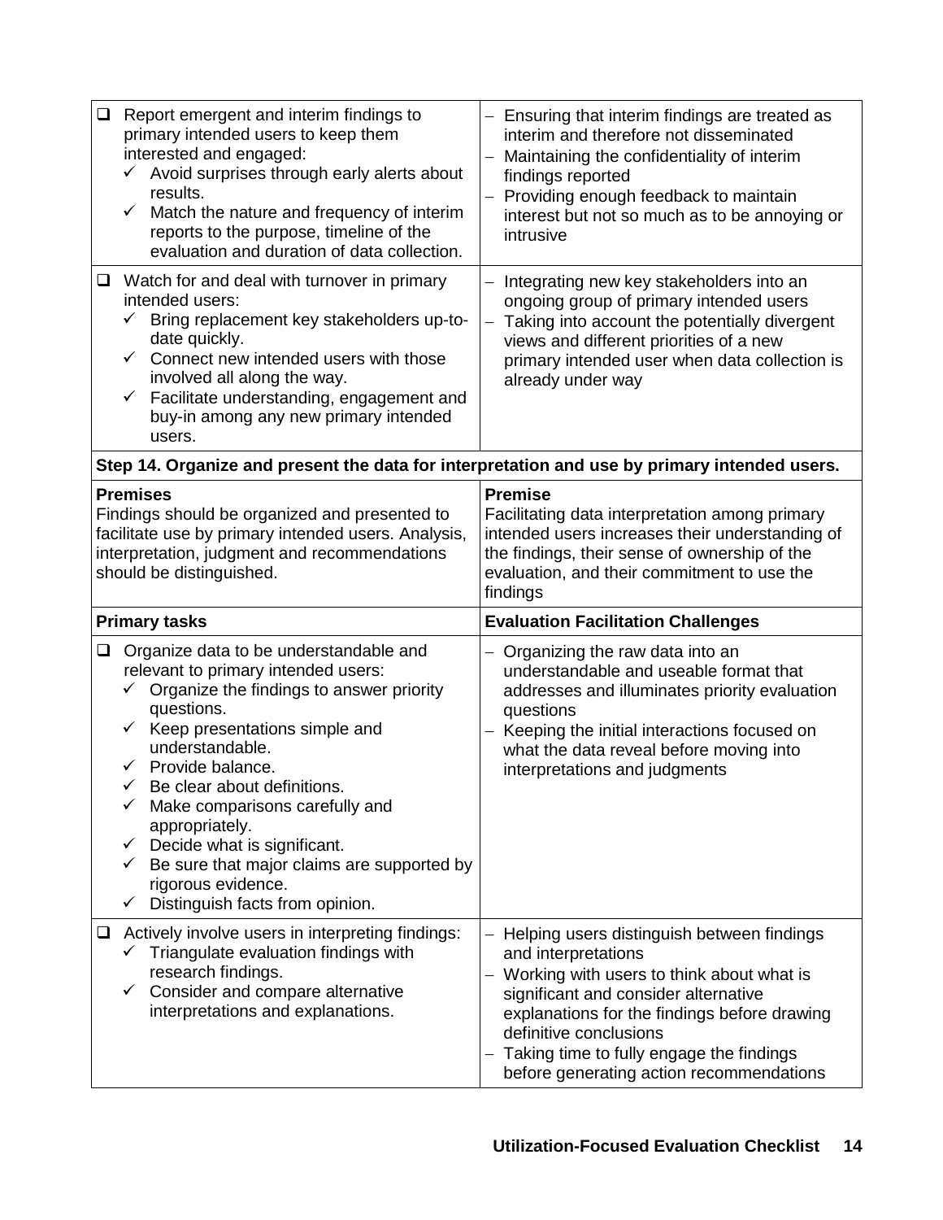| | |
|---|---|
| ❑ Report emergent and interim findings to primary intended users to keep them interested and engaged:<br>✓ Avoid surprises through early alerts about results.<br>✓ Match the nature and frequency of interim reports to the purpose, timeline of the evaluation and duration of data collection. | – Ensuring that interim findings are treated as interim and therefore not disseminated<br>– Maintaining the confidentiality of interim findings reported<br>– Providing enough feedback to maintain interest but not so much as to be annoying or intrusive |
| ❑ Watch for and deal with turnover in primary intended users:<br>✓ Bring replacement key stakeholders up-to-date quickly.<br>✓ Connect new intended users with those involved all along the way.<br>✓ Facilitate understanding, engagement and buy-in among any new primary intended users. | – Integrating new key stakeholders into an ongoing group of primary intended users<br>– Taking into account the potentially divergent views and different priorities of a new primary intended user when data collection is already under way |
| **Step 14. Organize and present the data for interpretation and use by primary intended users.** | |
| **Premises**<br>Findings should be organized and presented to facilitate use by primary intended users. Analysis, interpretation, judgment and recommendations should be distinguished. | **Premise**<br>Facilitating data interpretation among primary intended users increases their understanding of the findings, their sense of ownership of the evaluation, and their commitment to use the findings |
| **Primary tasks** | **Evaluation Facilitation Challenges** |
| ❑ Organize data to be understandable and relevant to primary intended users:<br>✓ Organize the findings to answer priority questions.<br>✓ Keep presentations simple and understandable.<br>✓ Provide balance.<br>✓ Be clear about definitions.<br>✓ Make comparisons carefully and appropriately.<br>✓ Decide what is significant.<br>✓ Be sure that major claims are supported by rigorous evidence.<br>✓ Distinguish facts from opinion. | – Organizing the raw data into an understandable and useable format that addresses and illuminates priority evaluation questions<br>– Keeping the initial interactions focused on what the data reveal before moving into interpretations and judgments |
| ❑ Actively involve users in interpreting findings:<br>✓ Triangulate evaluation findings with research findings.<br>✓ Consider and compare alternative interpretations and explanations. | – Helping users distinguish between findings and interpretations<br>– Working with users to think about what is significant and consider alternative explanations for the findings before drawing definitive conclusions<br>– Taking time to fully engage the findings before generating action recommendations |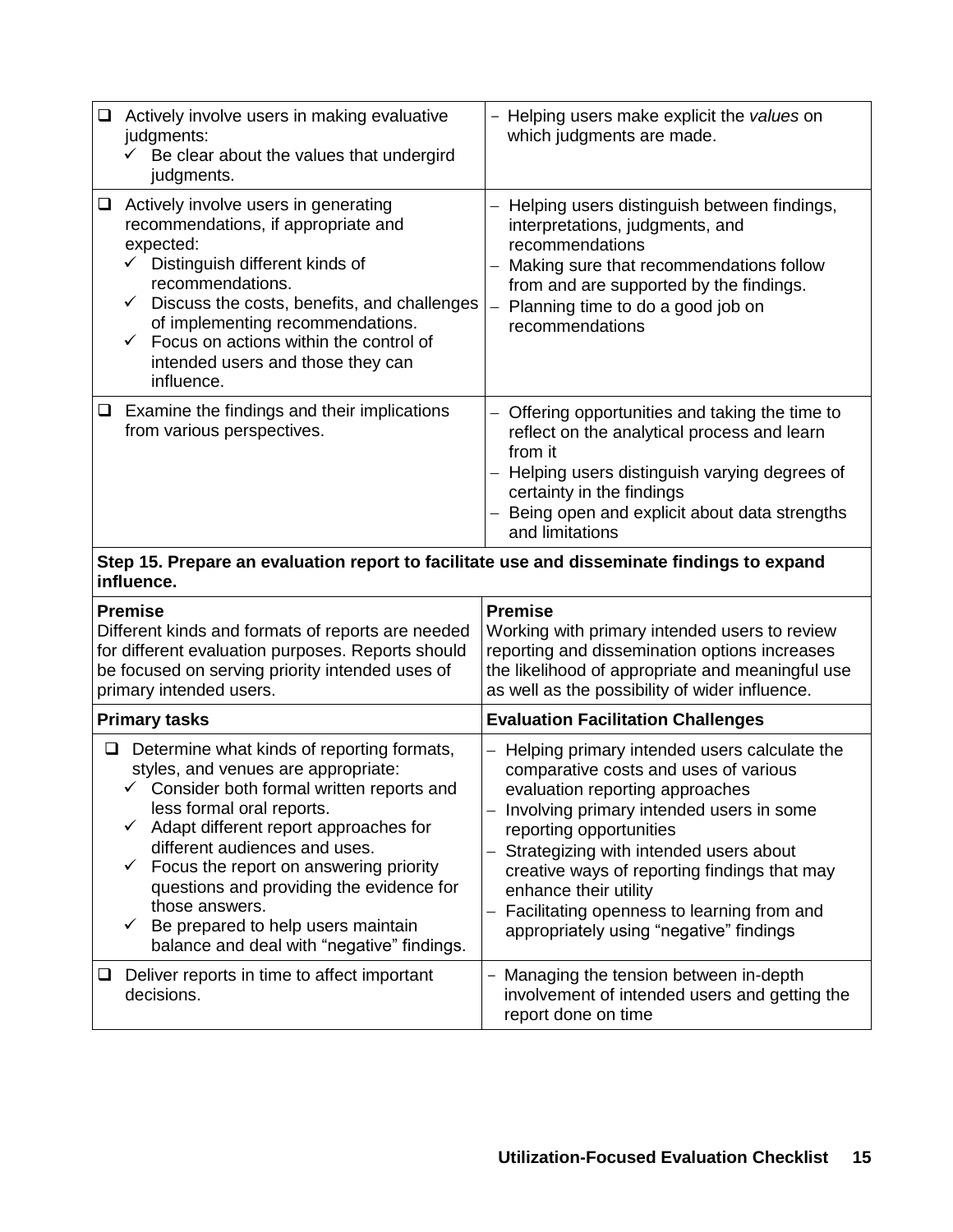| | |
|---|---|
| ❑ Actively involve users in making evaluative judgments:<br>✓ Be clear about the values that undergird judgments. | – Helping users make explicit the *values* on which judgments are made. |
| ❑ Actively involve users in generating recommendations, if appropriate and expected:<br>✓ Distinguish different kinds of recommendations.<br>✓ Discuss the costs, benefits, and challenges of implementing recommendations.<br>✓ Focus on actions within the control of intended users and those they can influence. | – Helping users distinguish between findings, interpretations, judgments, and recommendations<br>– Making sure that recommendations follow from and are supported by the findings.<br>– Planning time to do a good job on recommendations |
| ❑ Examine the findings and their implications from various perspectives. | – Offering opportunities and taking the time to reflect on the analytical process and learn from it<br>– Helping users distinguish varying degrees of certainty in the findings<br>– Being open and explicit about data strengths and limitations |
| **Step 15. Prepare an evaluation report to facilitate use and disseminate findings to expand influence.** | |
| **Premise**<br>Different kinds and formats of reports are needed for different evaluation purposes. Reports should be focused on serving priority intended uses of primary intended users. | **Premise**<br>Working with primary intended users to review reporting and dissemination options increases the likelihood of appropriate and meaningful use as well as the possibility of wider influence. |
| **Primary tasks** | **Evaluation Facilitation Challenges** |
| ❑ Determine what kinds of reporting formats, styles, and venues are appropriate:<br>✓ Consider both formal written reports and less formal oral reports.<br>✓ Adapt different report approaches for different audiences and uses.<br>✓ Focus the report on answering priority questions and providing the evidence for those answers.<br>✓ Be prepared to help users maintain balance and deal with "negative" findings. | – Helping primary intended users calculate the comparative costs and uses of various evaluation reporting approaches<br>– Involving primary intended users in some reporting opportunities<br>– Strategizing with intended users about creative ways of reporting findings that may enhance their utility<br>– Facilitating openness to learning from and appropriately using "negative" findings |
| ❑ Deliver reports in time to affect important decisions. | – Managing the tension between in-depth involvement of intended users and getting the report done on time |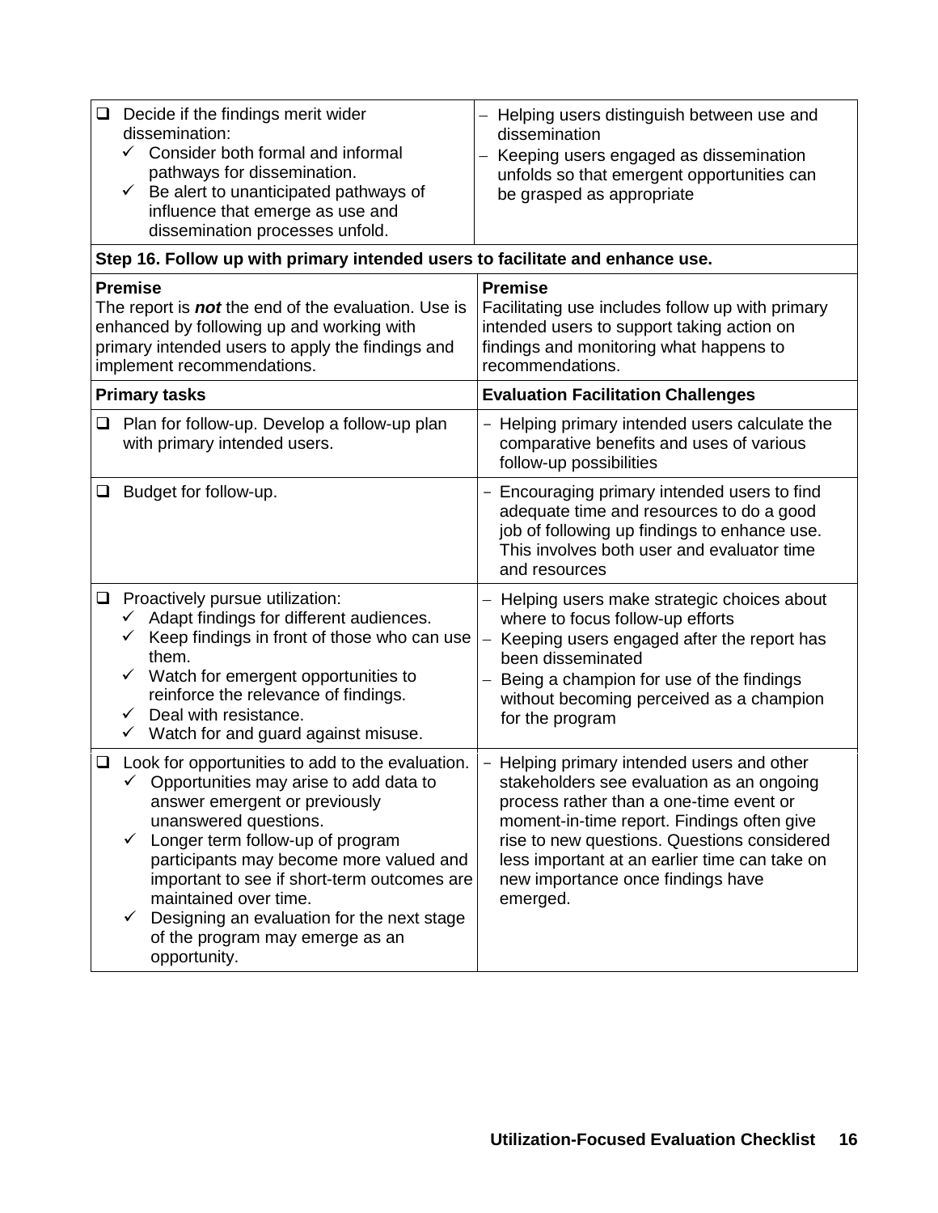| | |
|---|---|
| ❑ Decide if the findings merit wider dissemination:<br>✓ Consider both formal and informal pathways for dissemination.<br>✓ Be alert to unanticipated pathways of influence that emerge as use and dissemination processes unfold. | – Helping users distinguish between use and dissemination<br>– Keeping users engaged as dissemination unfolds so that emergent opportunities can be grasped as appropriate |
| **Step 16. Follow up with primary intended users to facilitate and enhance use.** | |
| **Premise**<br>The report is ***not*** the end of the evaluation. Use is enhanced by following up and working with primary intended users to apply the findings and implement recommendations. | **Premise**<br>Facilitating use includes follow up with primary intended users to support taking action on findings and monitoring what happens to recommendations. |
| **Primary tasks** | **Evaluation Facilitation Challenges** |
| ❑ Plan for follow-up. Develop a follow-up plan with primary intended users. | – Helping primary intended users calculate the comparative benefits and uses of various follow-up possibilities |
| ❑ Budget for follow-up. | – Encouraging primary intended users to find adequate time and resources to do a good job of following up findings to enhance use. This involves both user and evaluator time and resources |
| ❑ Proactively pursue utilization:<br>✓ Adapt findings for different audiences.<br>✓ Keep findings in front of those who can use them.<br>✓ Watch for emergent opportunities to reinforce the relevance of findings.<br>✓ Deal with resistance.<br>✓ Watch for and guard against misuse. | – Helping users make strategic choices about where to focus follow-up efforts<br>– Keeping users engaged after the report has been disseminated<br>– Being a champion for use of the findings without becoming perceived as a champion for the program |
| ❑ Look for opportunities to add to the evaluation.<br>✓ Opportunities may arise to add data to answer emergent or previously unanswered questions.<br>✓ Longer term follow-up of program participants may become more valued and important to see if short-term outcomes are maintained over time.<br>✓ Designing an evaluation for the next stage of the program may emerge as an opportunity. | – Helping primary intended users and other stakeholders see evaluation as an ongoing process rather than a one-time event or moment-in-time report. Findings often give rise to new questions. Questions considered less important at an earlier time can take on new importance once findings have emerged. |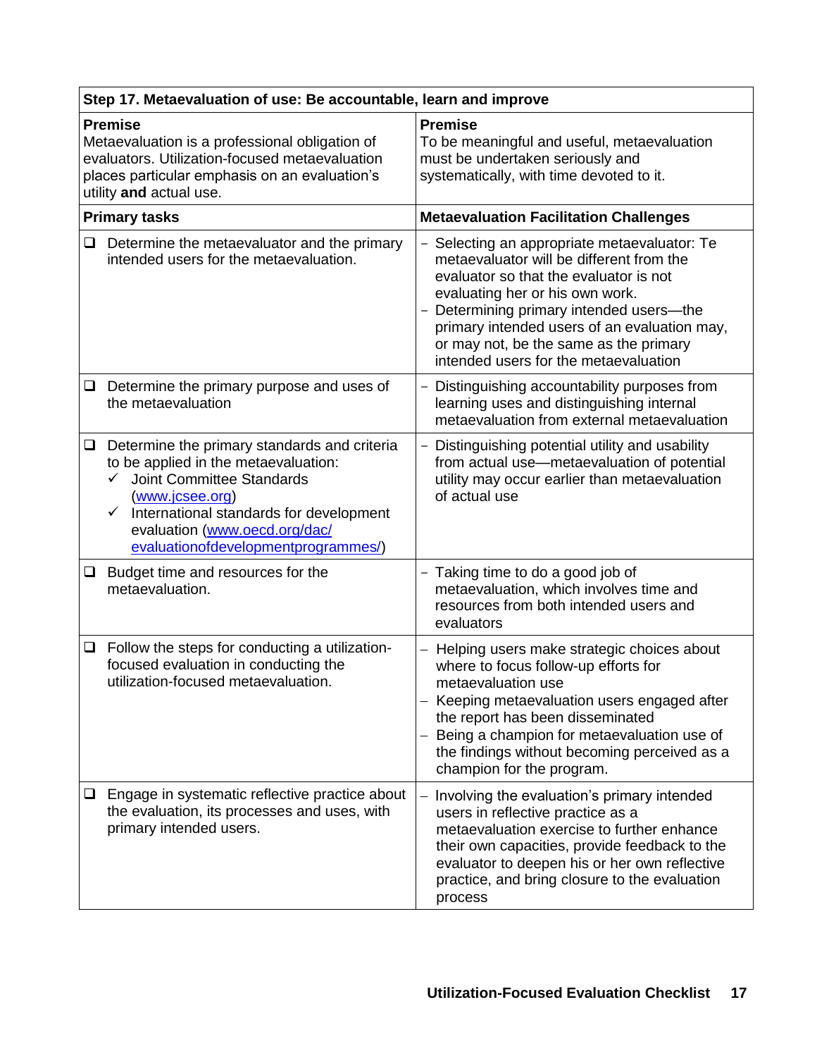| Step 17. Metaevaluation of use: Be accountable, learn and improve | |
|---|---|
| **Premise**<br>Metaevaluation is a professional obligation of evaluators. Utilization-focused metaevaluation places particular emphasis on an evaluation's utility **and** actual use. | **Premise**<br>To be meaningful and useful, metaevaluation must be undertaken seriously and systematically, with time devoted to it. |
| **Primary tasks** | **Metaevaluation Facilitation Challenges** |
| ❑ Determine the metaevaluator and the primary intended users for the metaevaluation. | – Selecting an appropriate metaevaluator: Te metaevaluator will be different from the evaluator so that the evaluator is not evaluating her or his own work.<br>– Determining primary intended users—the primary intended users of an evaluation may, or may not, be the same as the primary intended users for the metaevaluation |
| ❑ Determine the primary purpose and uses of the metaevaluation | – Distinguishing accountability purposes from learning uses and distinguishing internal metaevaluation from external metaevaluation |
| ❑ Determine the primary standards and criteria to be applied in the metaevaluation:<br>✓ Joint Committee Standards (www.jcsee.org)<br>✓ International standards for development evaluation (www.oecd.org/dac/evaluationofdevelopmentprogrammes/) | – Distinguishing potential utility and usability from actual use—metaevaluation of potential utility may occur earlier than metaevaluation of actual use |
| ❑ Budget time and resources for the metaevaluation. | – Taking time to do a good job of metaevaluation, which involves time and resources from both intended users and evaluators |
| ❑ Follow the steps for conducting a utilization-focused evaluation in conducting the utilization-focused metaevaluation. | – Helping users make strategic choices about where to focus follow-up efforts for metaevaluation use<br>– Keeping metaevaluation users engaged after the report has been disseminated<br>– Being a champion for metaevaluation use of the findings without becoming perceived as a champion for the program. |
| ❑ Engage in systematic reflective practice about the evaluation, its processes and uses, with primary intended users. | – Involving the evaluation's primary intended users in reflective practice as a metaevaluation exercise to further enhance their own capacities, provide feedback to the evaluator to deepen his or her own reflective practice, and bring closure to the evaluation process |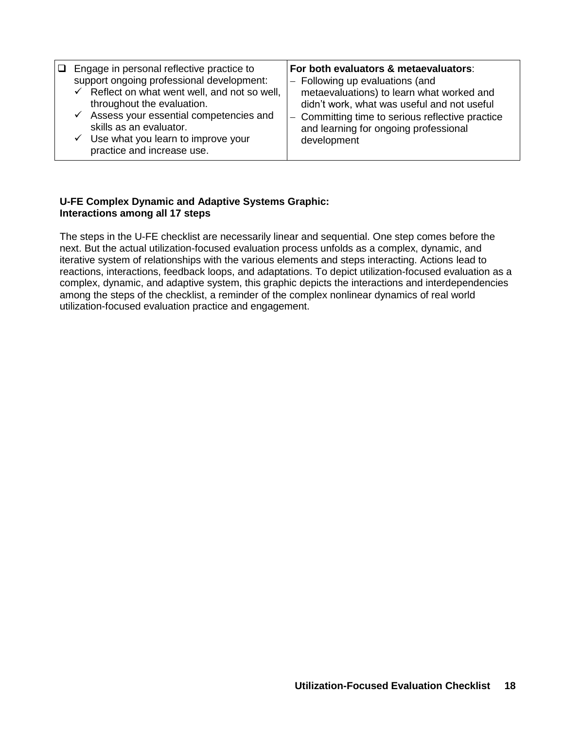| | |
|---|---|
| ❑ Engage in personal reflective practice to support ongoing professional development:<br>✓ Reflect on what went well, and not so well, throughout the evaluation.<br>✓ Assess your essential competencies and skills as an evaluator.<br>✓ Use what you learn to improve your practice and increase use. | **For both evaluators & metaevaluators**:<br>– Following up evaluations (and metaevaluations) to learn what worked and didn't work, what was useful and not useful<br>– Committing time to serious reflective practice and learning for ongoing professional development |

**U-FE Complex Dynamic and Adaptive Systems Graphic:**
**Interactions among all 17 steps**

The steps in the U-FE checklist are necessarily linear and sequential. One step comes before the next. But the actual utilization-focused evaluation process unfolds as a complex, dynamic, and iterative system of relationships with the various elements and steps interacting. Actions lead to reactions, interactions, feedback loops, and adaptations. To depict utilization-focused evaluation as a complex, dynamic, and adaptive system, this graphic depicts the interactions and interdependencies among the steps of the checklist, a reminder of the complex nonlinear dynamics of real world utilization-focused evaluation practice and engagement.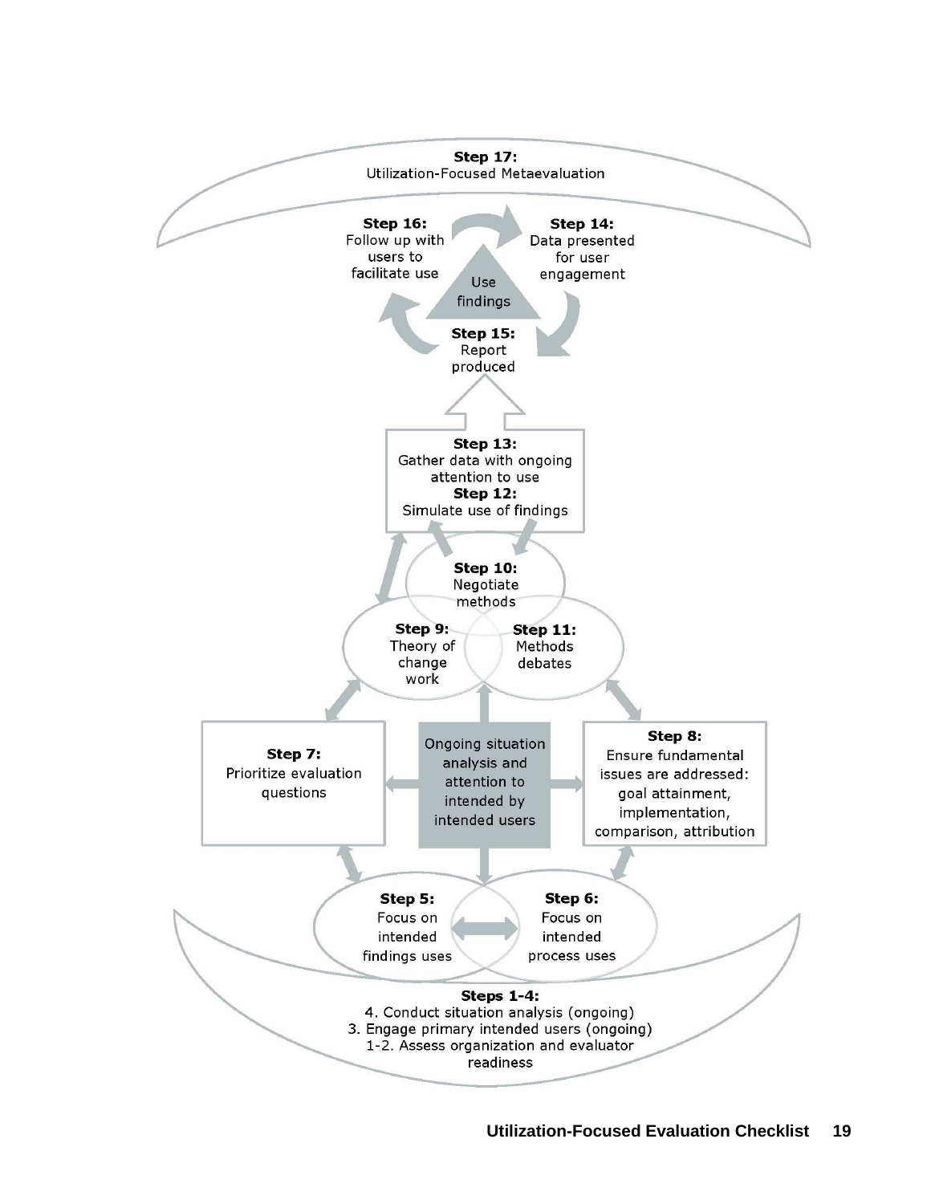Step 17:
Utilization-Focused Metaevaluation

Step 16:
Follow up with users to facilitate use

Step 14:
Data presented for user engagement

Use findings

Step 15:
Report produced

Step 13:
Gather data with ongoing attention to use

Step 12:
Simulate use of findings

Step 10:
Negotiate methods

Step 9:
Theory of change work

Step 11:
Methods debates

Step 7:
Prioritize evaluation questions

Ongoing situation analysis and attention to intended by intended users

Step 8:
Ensure fundamental issues are addressed: goal attainment, implementation, comparison, attribution

Step 5:
Focus on intended findings uses

Step 6:
Focus on intended process uses

Steps 1-4:
4. Conduct situation analysis (ongoing)
3. Engage primary intended users (ongoing)
1-2. Assess organization and evaluator readiness